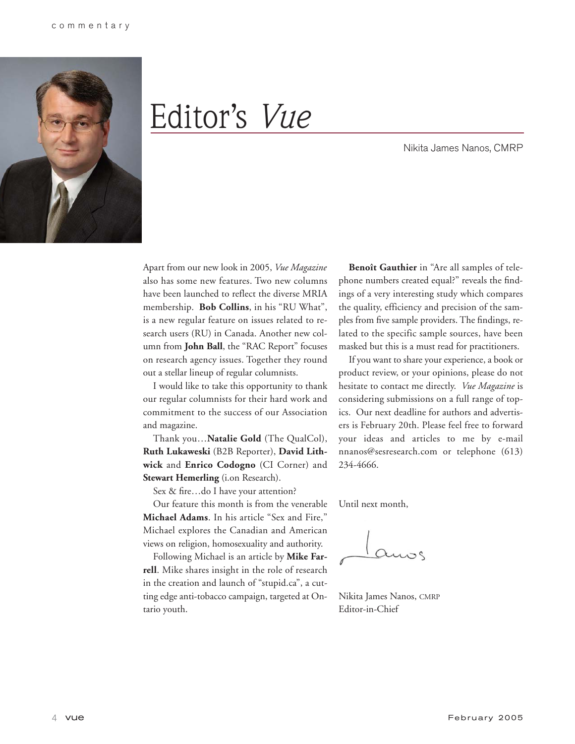# Editor's *Vue*

Nikita James Nanos, CMRP

Apart from our new look in 2005, *Vue Magazine* also has some new features. Two new columns have been launched to reflect the diverse MRIA membership. **Bob Collins**, in his "RU What", is a new regular feature on issues related to research users (RU) in Canada. Another new column from **John Ball**, the "RAC Report" focuses on research agency issues. Together they round out a stellar lineup of regular columnists.

I would like to take this opportunity to thank our regular columnists for their hard work and commitment to the success of our Association and magazine.

Thank you…**Natalie Gold** (The QualCol), **Ruth Lukaweski** (B2B Reporter), **David Lithwick** and **Enrico Codogno** (CI Corner) and **Stewart Hemerling** (i.on Research).

Sex & fire…do I have your attention?

Our feature this month is from the venerable **Michael Adams**. In his article "Sex and Fire," Michael explores the Canadian and American views on religion, homosexuality and authority.

Following Michael is an article by **Mike Farrell**. Mike shares insight in the role of research in the creation and launch of "stupid.ca", a cutting edge anti-tobacco campaign, targeted at Ontario youth.

**Benoît Gauthier** in "Are all samples of telephone numbers created equal?" reveals the findings of a very interesting study which compares the quality, efficiency and precision of the samples from five sample providers. The findings, related to the specific sample sources, have been masked but this is a must read for practitioners.

If you want to share your experience, a book or product review, or your opinions, please do not hesitate to contact me directly. *Vue Magazine* is considering submissions on a full range of topics. Our next deadline for authors and advertisers is February 20th. Please feel free to forward your ideas and articles to me by e-mail nnanos@sesresearch.com or telephone (613) 234-4666.

Until next month,

Nikita James Nanos, CMRP
Editor-in-Chief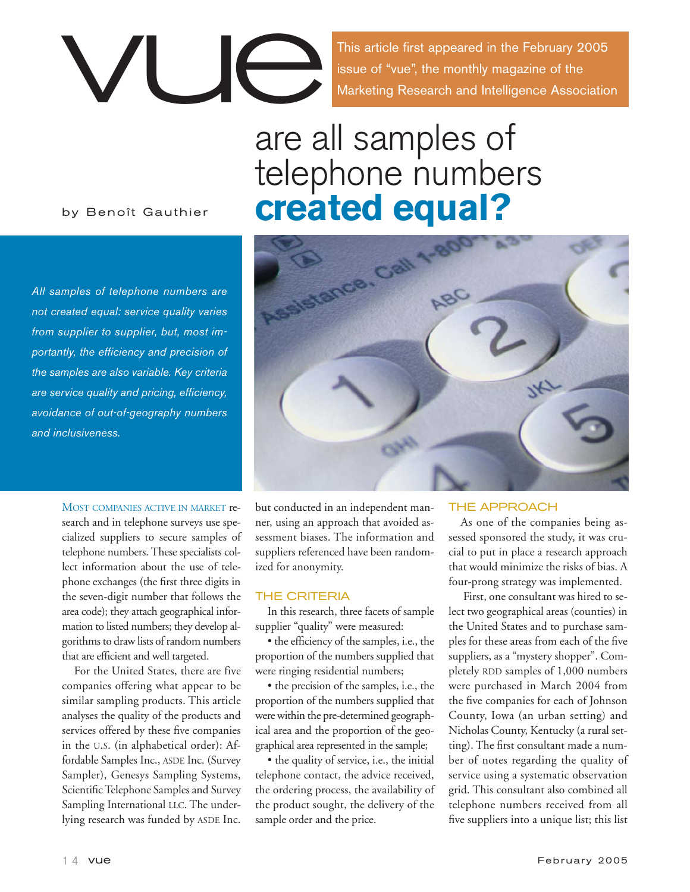# vue

This article first appeared in the February 2005 issue of "vue", the monthly magazine of the Marketing Research and Intelligence Association

# are all samples of telephone numbers **created equal?**

by Benoît Gauthier

*All samples of telephone numbers are not created equal: service quality varies from supplier to supplier, but, most importantly, the efficiency and precision of the samples are also variable. Key criteria are service quality and pricing, efficiency, avoidance of out-of-geography numbers and inclusiveness.*

MOST COMPANIES ACTIVE IN MARKET research and in telephone surveys use specialized suppliers to secure samples of telephone numbers. These specialists collect information about the use of telephone exchanges (the first three digits in the seven-digit number that follows the area code); they attach geographical information to listed numbers; they develop algorithms to draw lists of random numbers that are efficient and well targeted.

For the United States, there are five companies offering what appear to be similar sampling products. This article analyses the quality of the products and services offered by these five companies in the U.S. (in alphabetical order): Affordable Samples Inc., ASDE Inc. (Survey Sampler), Genesys Sampling Systems, Scientific Telephone Samples and Survey Sampling International LLC. The underlying research was funded by ASDE Inc. but conducted in an independent manner, using an approach that avoided assessment biases. The information and suppliers referenced have been randomized for anonymity.

## THE CRITERIA

In this research, three facets of sample supplier "quality" were measured:

- the efficiency of the samples, i.e., the proportion of the numbers supplied that were ringing residential numbers;
- the precision of the samples, i.e., the proportion of the numbers supplied that were within the pre-determined geographical area and the proportion of the geographical area represented in the sample;
- the quality of service, i.e., the initial telephone contact, the advice received, the ordering process, the availability of the product sought, the delivery of the sample order and the price.

## THE APPROACH

As one of the companies being assessed sponsored the study, it was crucial to put in place a research approach that would minimize the risks of bias. A four-prong strategy was implemented.

First, one consultant was hired to select two geographical areas (counties) in the United States and to purchase samples for these areas from each of the five suppliers, as a "mystery shopper". Completely RDD samples of 1,000 numbers were purchased in March 2004 from the five companies for each of Johnson County, Iowa (an urban setting) and Nicholas County, Kentucky (a rural setting). The first consultant made a number of notes regarding the quality of service using a systematic observation grid. This consultant also combined all telephone numbers received from all five suppliers into a unique list; this list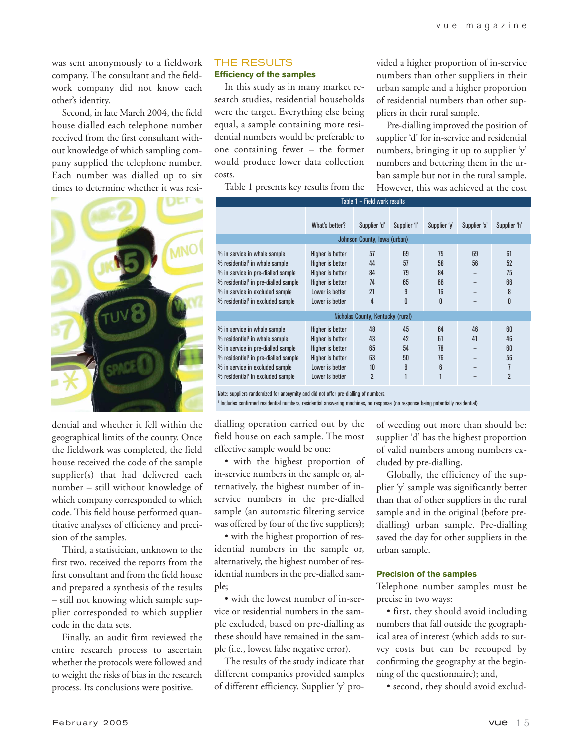was sent anonymously to a fieldwork company. The consultant and the fieldwork company did not know each other's identity.

Second, in late March 2004, the field house dialled each telephone number received from the first consultant without knowledge of which sampling company supplied the telephone number. Each number was dialled up to six times to determine whether it was residential and whether it fell within the geographical limits of the county. Once the fieldwork was completed, the field house received the code of the sample supplier(s) that had delivered each number – still without knowledge of which company corresponded to which code. This field house performed quantitative analyses of efficiency and precision of the samples.

Third, a statistician, unknown to the first two, received the reports from the first consultant and from the field house and prepared a synthesis of the results – still not knowing which sample supplier corresponded to which supplier code in the data sets.

Finally, an audit firm reviewed the entire research process to ascertain whether the protocols were followed and to weight the risks of bias in the research process. Its conclusions were positive.

## THE RESULTS

### Efficiency of the samples

In this study as in many market research studies, residential households were the target. Everything else being equal, a sample containing more residential numbers would be preferable to one containing fewer – the former would produce lower data collection costs.

Table 1 presents key results from the dialling operation carried out by the field house on each sample. The most effective sample would be one:

- with the highest proportion of in-service numbers in the sample or, alternatively, the highest number of in-service numbers in the pre-dialled sample (an automatic filtering service was offered by four of the five suppliers);
- with the highest proportion of residential numbers in the sample or, alternatively, the highest number of residential numbers in the pre-dialled sample;
- with the lowest number of in-service or residential numbers in the sample excluded, based on pre-dialling as these should have remained in the sample (i.e., lowest false negative error).

The results of the study indicate that different companies provided samples of different efficiency. Supplier 'y' provided a higher proportion of in-service numbers than other suppliers in their urban sample and a higher proportion of residential numbers than other suppliers in their rural sample.

Pre-dialling improved the position of supplier 'd' for in-service and residential numbers, bringing it up to supplier 'y' numbers and bettering them in the urban sample but not in the rural sample. However, this was achieved at the cost of weeding out more than should be: supplier 'd' has the highest proportion of valid numbers among numbers excluded by pre-dialling.

Globally, the efficiency of the supplier 'y' sample was significantly better than that of other suppliers in the rural sample and in the original (before pre-dialling) urban sample. Pre-dialling saved the day for other suppliers in the urban sample.

**Table 1 – Field work results**

| | What's better? | Supplier 'd' | Supplier 'l' | Supplier 'y' | Supplier 'x' | Supplier 'h' |
|---|---|---|---|---|---|---|
| **Johnson County, Iowa (urban)** | | | | | | |
| % in service in whole sample | Higher is better | 57 | 69 | 75 | 69 | 61 |
| % residential[1] in whole sample | Higher is better | 44 | 57 | 58 | 56 | 52 |
| % in service in pre-dialled sample | Higher is better | 84 | 79 | 84 | – | 75 |
| % residential[1] in pre-dialled sample | Higher is better | 74 | 65 | 66 | – | 66 |
| % in service in excluded sample | Lower is better | 21 | 9 | 16 | – | 8 |
| % residential[1] in excluded sample | Lower is better | 4 | 0 | 0 | – | 0 |
| **Nicholas County, Kentucky (rural)** | | | | | | |
| % in service in whole sample | Higher is better | 48 | 45 | 64 | 46 | 60 |
| % residential[1] in whole sample | Higher is better | 43 | 42 | 61 | 41 | 46 |
| % in service in pre-dialled sample | Higher is better | 65 | 54 | 78 | – | 60 |
| % residential[1] in pre-dialled sample | Higher is better | 63 | 50 | 76 | – | 56 |
| % in service in excluded sample | Lower is better | 10 | 6 | 6 | – | 7 |
| % residential[1] in excluded sample | Lower is better | 2 | 1 | 1 | – | 2 |

Note: suppliers randomized for anonymity and did not offer pre-dialling of numbers.

[1] Includes confirmed residential numbers, residential answering machines, no response (no response being potentially residential)

### Precision of the samples

Telephone number samples must be precise in two ways:

- first, they should avoid including numbers that fall outside the geographical area of interest (which adds to survey costs but can be recouped by confirming the geography at the beginning of the questionnaire); and,
- second, they should avoid exclud-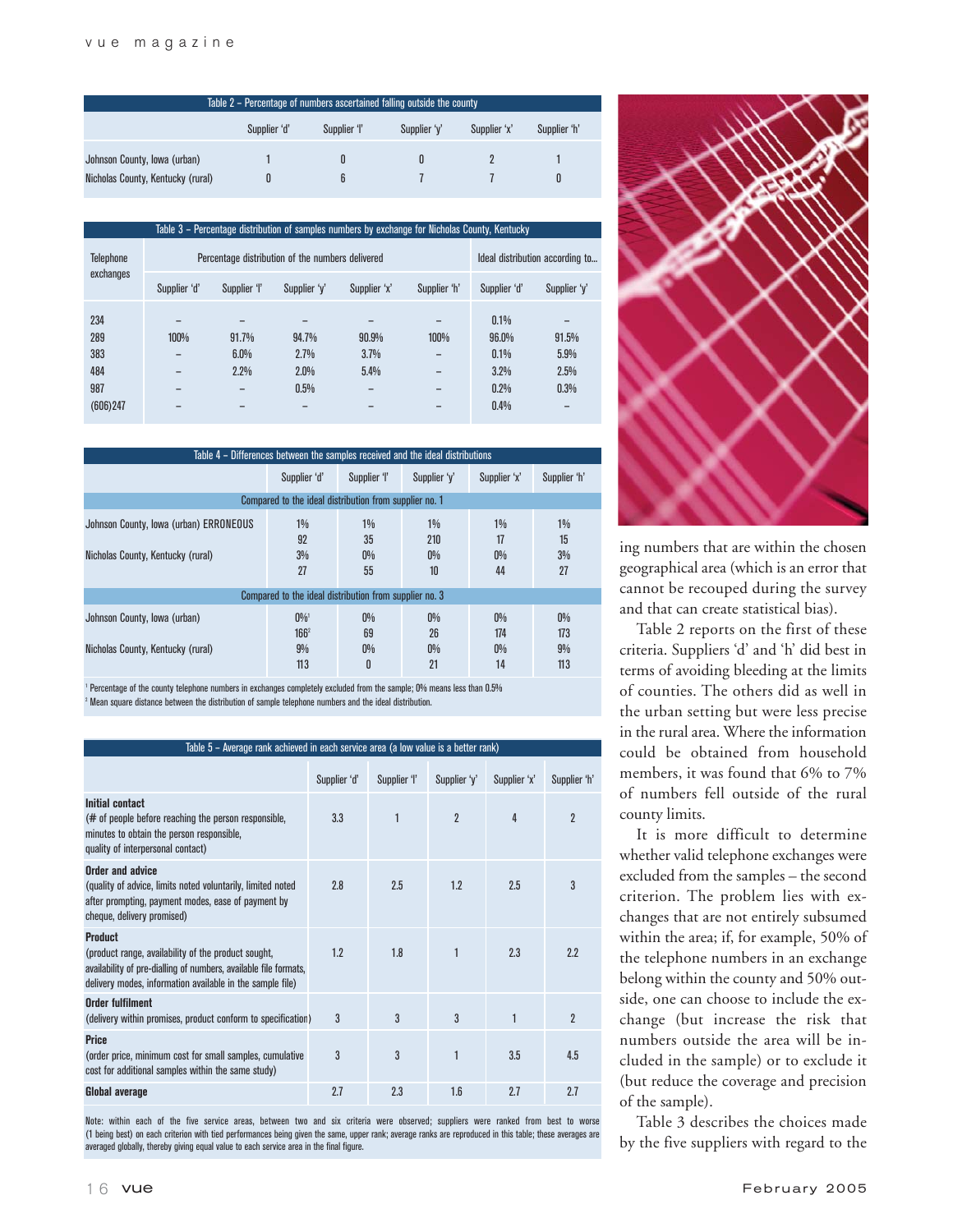| Table 2 – Percentage of numbers ascertained falling outside the county | Supplier 'd' | Supplier 'l' | Supplier 'y' | Supplier 'x' | Supplier 'h' |
|---|---|---|---|---|---|
| Johnson County, Iowa (urban) | 1 | 0 | 0 | 2 | 1 |
| Nicholas County, Kentucky (rural) | 0 | 6 | 7 | 7 | 0 |

Table 3 – Percentage distribution of samples numbers by exchange for Nicholas County, Kentucky

| Telephone exchanges | Percentage distribution of the numbers delivered | | | | | Ideal distribution according to... | |
|---|---|---|---|---|---|---|---|
| | Supplier 'd' | Supplier 'l' | Supplier 'y' | Supplier 'x' | Supplier 'h' | Supplier 'd' | Supplier 'y' |
| 234 | – | – | – | – | – | 0.1% | – |
| 289 | 100% | 91.7% | 94.7% | 90.9% | 100% | 96.0% | 91.5% |
| 383 | – | 6.0% | 2.7% | 3.7% | – | 0.1% | 5.9% |
| 484 | – | 2.2% | 2.0% | 5.4% | – | 3.2% | 2.5% |
| 987 | – | – | 0.5% | – | – | 0.2% | 0.3% |
| (606)247 | – | – | – | – | – | 0.4% | – |

Table 4 – Differences between the samples received and the ideal distributions

| | Supplier 'd' | Supplier 'l' | Supplier 'y' | Supplier 'x' | Supplier 'h' |
|---|---|---|---|---|---|
| **Compared to the ideal distribution from supplier no. 1** | | | | | |
| Johnson County, Iowa (urban) ERRONEOUS | 1% | 1% | 1% | 1% | 1% |
| | 92 | 35 | 210 | 17 | 15 |
| Nicholas County, Kentucky (rural) | 3% | 0% | 0% | 0% | 3% |
| | 27 | 55 | 10 | 44 | 27 |
| **Compared to the ideal distribution from supplier no. 3** | | | | | |
| Johnson County, Iowa (urban) | 0%[1] | 0% | 0% | 0% | 0% |
| | 166[2] | 69 | 26 | 174 | 173 |
| Nicholas County, Kentucky (rural) | 9% | 0% | 0% | 0% | 9% |
| | 113 | 0 | 21 | 14 | 113 |

[1] Percentage of the county telephone numbers in exchanges completely excluded from the sample; 0% means less than 0.5%

[2] Mean square distance between the distribution of sample telephone numbers and the ideal distribution.

Table 5 – Average rank achieved in each service area (a low value is a better rank)

| | Supplier 'd' | Supplier 'l' | Supplier 'y' | Supplier 'x' | Supplier 'h' |
|---|---|---|---|---|---|
| **Initial contact** (# of people before reaching the person responsible, minutes to obtain the person responsible, quality of interpersonal contact) | 3.3 | 1 | 2 | 4 | 2 |
| **Order and advice** (quality of advice, limits noted voluntarily, limited noted after prompting, payment modes, ease of payment by cheque, delivery promised) | 2.8 | 2.5 | 1.2 | 2.5 | 3 |
| **Product** (product range, availability of the product sought, availability of pre-dialling of numbers, available file formats, delivery modes, information available in the sample file) | 1.2 | 1.8 | 1 | 2.3 | 2.2 |
| **Order fulfilment** (delivery within promises, product conform to specification) | 3 | 3 | 3 | 1 | 2 |
| **Price** (order price, minimum cost for small samples, cumulative cost for additional samples within the same study) | 3 | 3 | 1 | 3.5 | 4.5 |
| **Global average** | 2.7 | 2.3 | 1.6 | 2.7 | 2.7 |

Note: within each of the five service areas, between two and six criteria were observed; suppliers were ranked from best to worse (1 being best) on each criterion with tied performances being given the same, upper rank; average ranks are reproduced in this table; these averages are averaged globally, thereby giving equal value to each service area in the final figure.

ing numbers that are within the chosen geographical area (which is an error that cannot be recouped during the survey and that can create statistical bias).

Table 2 reports on the first of these criteria. Suppliers 'd' and 'h' did best in terms of avoiding bleeding at the limits of counties. The others did as well in the urban setting but were less precise in the rural area. Where the information could be obtained from household members, it was found that 6% to 7% of numbers fell outside of the rural county limits.

It is more difficult to determine whether valid telephone exchanges were excluded from the samples – the second criterion. The problem lies with exchanges that are not entirely subsumed within the area; if, for example, 50% of the telephone numbers in an exchange belong within the county and 50% outside, one can choose to include the exchange (but increase the risk that numbers outside the area will be included in the sample) or to exclude it (but reduce the coverage and precision of the sample).

Table 3 describes the choices made by the five suppliers with regard to the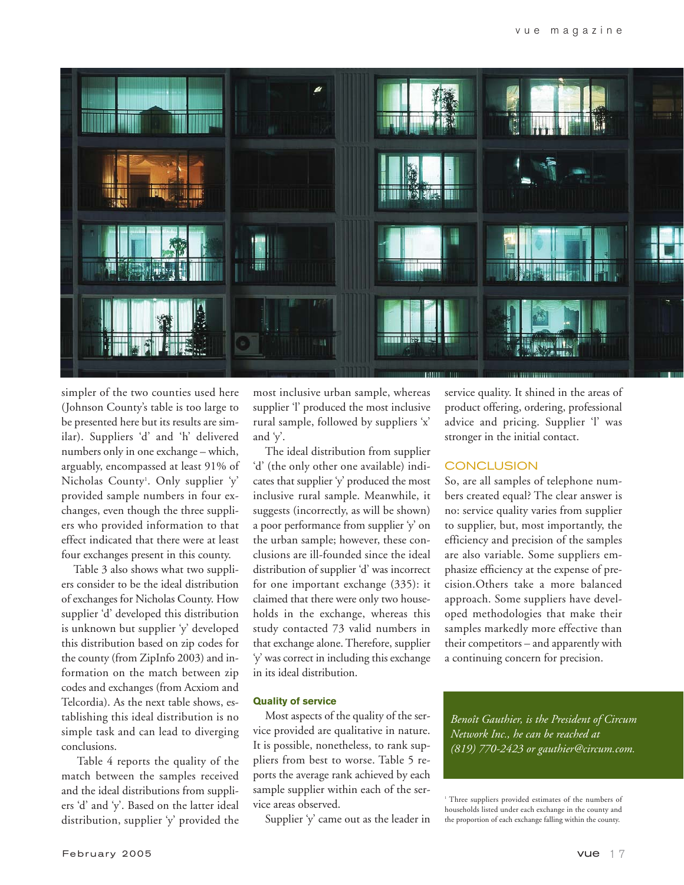simpler of the two counties used here (Johnson County's table is too large to be presented here but its results are similar). Suppliers 'd' and 'h' delivered numbers only in one exchange – which, arguably, encompassed at least 91% of Nicholas County[1]. Only supplier 'y' provided sample numbers in four exchanges, even though the three suppliers who provided information to that effect indicated that there were at least four exchanges present in this county.

Table 3 also shows what two suppliers consider to be the ideal distribution of exchanges for Nicholas County. How supplier 'd' developed this distribution is unknown but supplier 'y' developed this distribution based on zip codes for the county (from ZipInfo 2003) and information on the match between zip codes and exchanges (from Acxiom and Telcordia). As the next table shows, establishing this ideal distribution is no simple task and can lead to diverging conclusions.

Table 4 reports the quality of the match between the samples received and the ideal distributions from suppliers 'd' and 'y'. Based on the latter ideal distribution, supplier 'y' provided the most inclusive urban sample, whereas supplier 'l' produced the most inclusive rural sample, followed by suppliers 'x' and 'y'.

The ideal distribution from supplier 'd' (the only other one available) indicates that supplier 'y' produced the most inclusive rural sample. Meanwhile, it suggests (incorrectly, as will be shown) a poor performance from supplier 'y' on the urban sample; however, these conclusions are ill-founded since the ideal distribution of supplier 'd' was incorrect for one important exchange (335): it claimed that there were only two households in the exchange, whereas this study contacted 73 valid numbers in that exchange alone. Therefore, supplier 'y' was correct in including this exchange in its ideal distribution.

### Quality of service

Most aspects of the quality of the service provided are qualitative in nature. It is possible, nonetheless, to rank suppliers from best to worse. Table 5 reports the average rank achieved by each sample supplier within each of the service areas observed.

Supplier 'y' came out as the leader in service quality. It shined in the areas of product offering, ordering, professional advice and pricing. Supplier 'l' was stronger in the initial contact.

## CONCLUSION

So, are all samples of telephone numbers created equal? The clear answer is no: service quality varies from supplier to supplier, but, most importantly, the efficiency and precision of the samples are also variable. Some suppliers emphasize efficiency at the expense of precision. Others take a more balanced approach. Some suppliers have developed methodologies that make their samples markedly more effective than their competitors – and apparently with a continuing concern for precision.

*Benoît Gauthier, is the President of Circum Network Inc., he can be reached at (819) 770-2423 or gauthier@circum.com.*

[1] Three suppliers provided estimates of the numbers of households listed under each exchange in the county and the proportion of each exchange falling within the county.